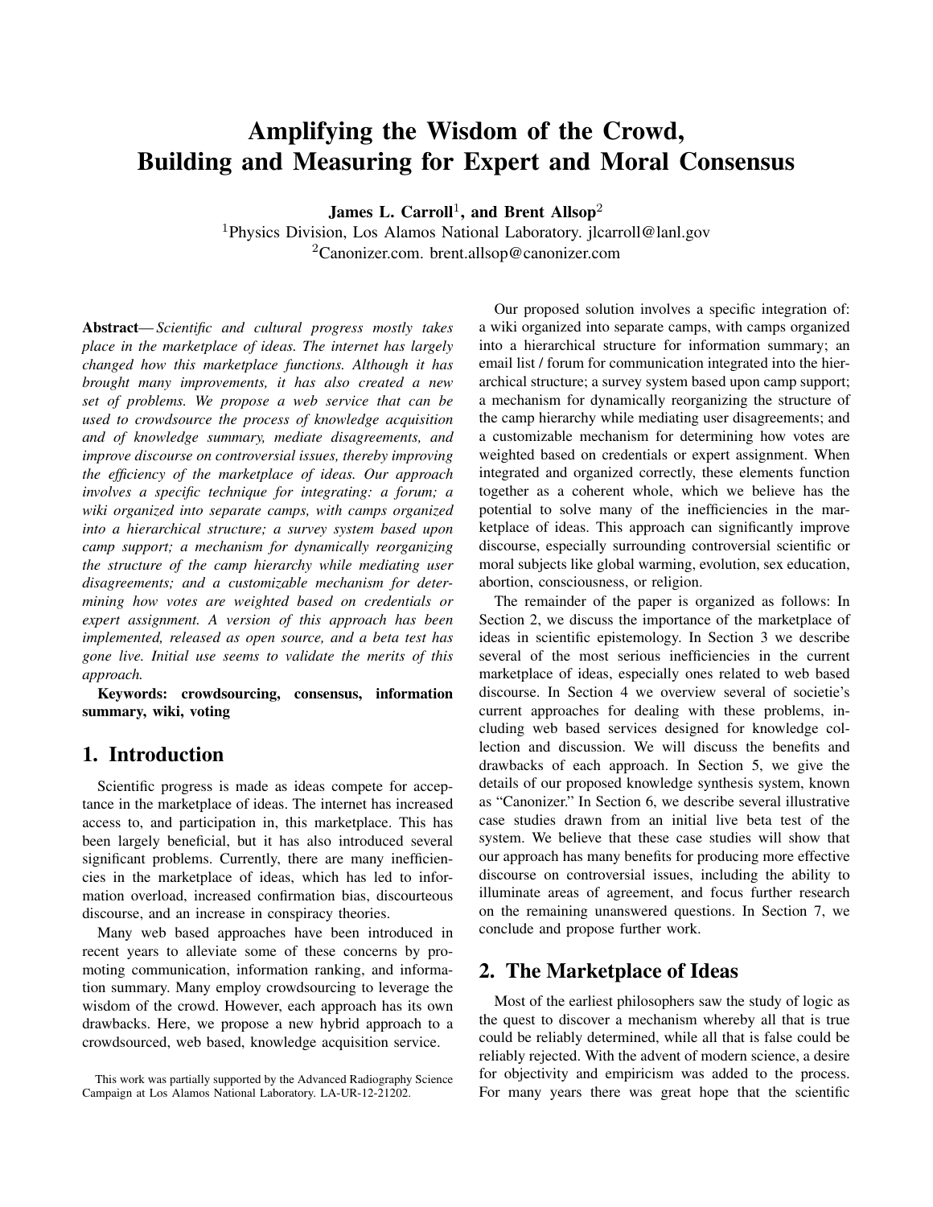# Amplifying the Wisdom of the Crowd, Building and Measuring for Expert and Moral Consensus

**James L. Carroll**[1], **and Brent Allsop**[2]

[1]Physics Division, Los Alamos National Laboratory. jlcarroll@lanl.gov

[2]Canonizer.com. brent.allsop@canonizer.com

**Abstract**— *Scientific and cultural progress mostly takes place in the marketplace of ideas. The internet has largely changed how this marketplace functions. Although it has brought many improvements, it has also created a new set of problems. We propose a web service that can be used to crowdsource the process of knowledge acquisition and of knowledge summary, mediate disagreements, and improve discourse on controversial issues, thereby improving the efficiency of the marketplace of ideas. Our approach involves a specific technique for integrating: a forum; a wiki organized into separate camps, with camps organized into a hierarchical structure; a survey system based upon camp support; a mechanism for dynamically reorganizing the structure of the camp hierarchy while mediating user disagreements; and a customizable mechanism for determining how votes are weighted based on credentials or expert assignment. A version of this approach has been implemented, released as open source, and a beta test has gone live. Initial use seems to validate the merits of this approach.*

**Keywords: crowdsourcing, consensus, information summary, wiki, voting**

## 1. Introduction

Scientific progress is made as ideas compete for acceptance in the marketplace of ideas. The internet has increased access to, and participation in, this marketplace. This has been largely beneficial, but it has also introduced several significant problems. Currently, there are many inefficiencies in the marketplace of ideas, which has led to information overload, increased confirmation bias, discourteous discourse, and an increase in conspiracy theories.

Many web based approaches have been introduced in recent years to alleviate some of these concerns by promoting communication, information ranking, and information summary. Many employ crowdsourcing to leverage the wisdom of the crowd. However, each approach has its own drawbacks. Here, we propose a new hybrid approach to a crowdsourced, web based, knowledge acquisition service.

Our proposed solution involves a specific integration of: a wiki organized into separate camps, with camps organized into a hierarchical structure for information summary; an email list / forum for communication integrated into the hierarchical structure; a survey system based upon camp support; a mechanism for dynamically reorganizing the structure of the camp hierarchy while mediating user disagreements; and a customizable mechanism for determining how votes are weighted based on credentials or expert assignment. When integrated and organized correctly, these elements function together as a coherent whole, which we believe has the potential to solve many of the inefficiencies in the marketplace of ideas. This approach can significantly improve discourse, especially surrounding controversial scientific or moral subjects like global warming, evolution, sex education, abortion, consciousness, or religion.

The remainder of the paper is organized as follows: In Section 2, we discuss the importance of the marketplace of ideas in scientific epistemology. In Section 3 we describe several of the most serious inefficiencies in the current marketplace of ideas, especially ones related to web based discourse. In Section 4 we overview several of societie's current approaches for dealing with these problems, including web based services designed for knowledge collection and discussion. We will discuss the benefits and drawbacks of each approach. In Section 5, we give the details of our proposed knowledge synthesis system, known as "Canonizer." In Section 6, we describe several illustrative case studies drawn from an initial live beta test of the system. We believe that these case studies will show that our approach has many benefits for producing more effective discourse on controversial issues, including the ability to illuminate areas of agreement, and focus further research on the remaining unanswered questions. In Section 7, we conclude and propose further work.

## 2. The Marketplace of Ideas

Most of the earliest philosophers saw the study of logic as the quest to discover a mechanism whereby all that is true could be reliably determined, while all that is false could be reliably rejected. With the advent of modern science, a desire for objectivity and empiricism was added to the process. For many years there was great hope that the scientific

This work was partially supported by the Advanced Radiography Science Campaign at Los Alamos National Laboratory. LA-UR-12-21202.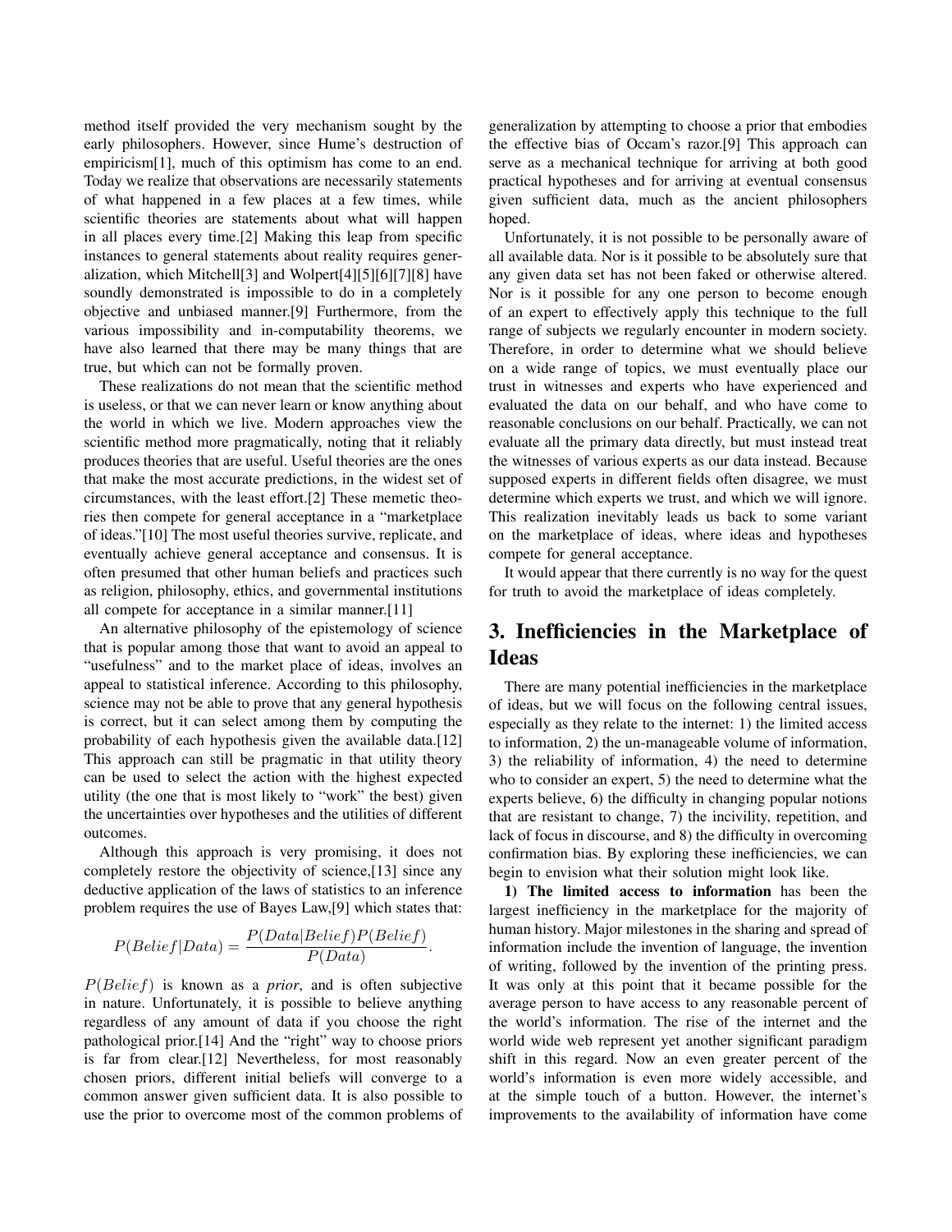method itself provided the very mechanism sought by the early philosophers. However, since Hume's destruction of empiricism[1], much of this optimism has come to an end. Today we realize that observations are necessarily statements of what happened in a few places at a few times, while scientific theories are statements about what will happen in all places every time.[2] Making this leap from specific instances to general statements about reality requires generalization, which Mitchell[3] and Wolpert[4][5][6][7][8] have soundly demonstrated is impossible to do in a completely objective and unbiased manner.[9] Furthermore, from the various impossibility and in-computability theorems, we have also learned that there may be many things that are true, but which can not be formally proven.

These realizations do not mean that the scientific method is useless, or that we can never learn or know anything about the world in which we live. Modern approaches view the scientific method more pragmatically, noting that it reliably produces theories that are useful. Useful theories are the ones that make the most accurate predictions, in the widest set of circumstances, with the least effort.[2] These memetic theories then compete for general acceptance in a "marketplace of ideas."[10] The most useful theories survive, replicate, and eventually achieve general acceptance and consensus. It is often presumed that other human beliefs and practices such as religion, philosophy, ethics, and governmental institutions all compete for acceptance in a similar manner.[11]

An alternative philosophy of the epistemology of science that is popular among those that want to avoid an appeal to "usefulness" and to the market place of ideas, involves an appeal to statistical inference. According to this philosophy, science may not be able to prove that any general hypothesis is correct, but it can select among them by computing the probability of each hypothesis given the available data.[12] This approach can still be pragmatic in that utility theory can be used to select the action with the highest expected utility (the one that is most likely to "work" the best) given the uncertainties over hypotheses and the utilities of different outcomes.

Although this approach is very promising, it does not completely restore the objectivity of science,[13] since any deductive application of the laws of statistics to an inference problem requires the use of Bayes Law,[9] which states that:

$$P(Belief|Data) = \frac{P(Data|Belief)P(Belief)}{P(Data)}.$$

$P(Belief)$ is known as a *prior*, and is often subjective in nature. Unfortunately, it is possible to believe anything regardless of any amount of data if you choose the right pathological prior.[14] And the "right" way to choose priors is far from clear.[12] Nevertheless, for most reasonably chosen priors, different initial beliefs will converge to a common answer given sufficient data. It is also possible to use the prior to overcome most of the common problems of generalization by attempting to choose a prior that embodies the effective bias of Occam's razor.[9] This approach can serve as a mechanical technique for arriving at both good practical hypotheses and for arriving at eventual consensus given sufficient data, much as the ancient philosophers hoped.

Unfortunately, it is not possible to be personally aware of all available data. Nor is it possible to be absolutely sure that any given data set has not been faked or otherwise altered. Nor is it possible for any one person to become enough of an expert to effectively apply this technique to the full range of subjects we regularly encounter in modern society. Therefore, in order to determine what we should believe on a wide range of topics, we must eventually place our trust in witnesses and experts who have experienced and evaluated the data on our behalf, and who have come to reasonable conclusions on our behalf. Practically, we can not evaluate all the primary data directly, but must instead treat the witnesses of various experts as our data instead. Because supposed experts in different fields often disagree, we must determine which experts we trust, and which we will ignore. This realization inevitably leads us back to some variant on the marketplace of ideas, where ideas and hypotheses compete for general acceptance.

It would appear that there currently is no way for the quest for truth to avoid the marketplace of ideas completely.

# 3. Inefficiencies in the Marketplace of Ideas

There are many potential inefficiencies in the marketplace of ideas, but we will focus on the following central issues, especially as they relate to the internet: 1) the limited access to information, 2) the un-manageable volume of information, 3) the reliability of information, 4) the need to determine who to consider an expert, 5) the need to determine what the experts believe, 6) the difficulty in changing popular notions that are resistant to change, 7) the incivility, repetition, and lack of focus in discourse, and 8) the difficulty in overcoming confirmation bias. By exploring these inefficiencies, we can begin to envision what their solution might look like.

**1) The limited access to information** has been the largest inefficiency in the marketplace for the majority of human history. Major milestones in the sharing and spread of information include the invention of language, the invention of writing, followed by the invention of the printing press. It was only at this point that it became possible for the average person to have access to any reasonable percent of the world's information. The rise of the internet and the world wide web represent yet another significant paradigm shift in this regard. Now an even greater percent of the world's information is even more widely accessible, and at the simple touch of a button. However, the internet's improvements to the availability of information have come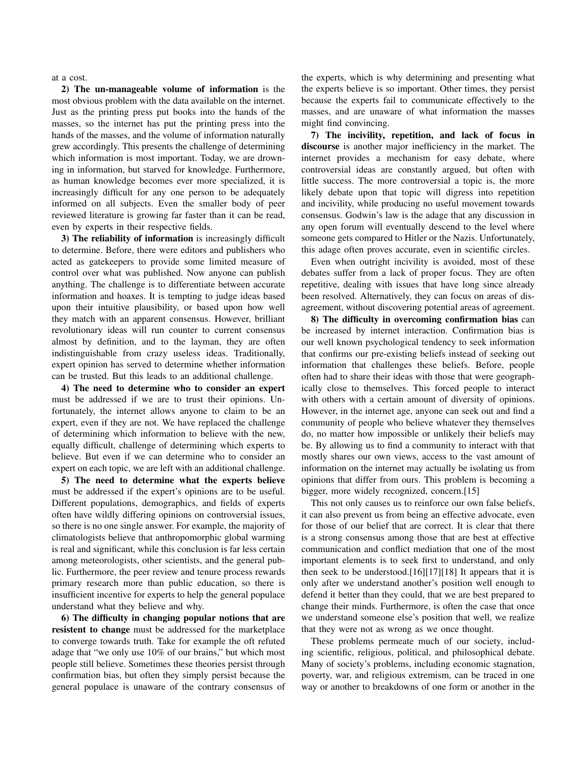at a cost.

**2) The un-manageable volume of information** is the most obvious problem with the data available on the internet. Just as the printing press put books into the hands of the masses, so the internet has put the printing press into the hands of the masses, and the volume of information naturally grew accordingly. This presents the challenge of determining which information is most important. Today, we are drowning in information, but starved for knowledge. Furthermore, as human knowledge becomes ever more specialized, it is increasingly difficult for any one person to be adequately informed on all subjects. Even the smaller body of peer reviewed literature is growing far faster than it can be read, even by experts in their respective fields.

**3) The reliability of information** is increasingly difficult to determine. Before, there were editors and publishers who acted as gatekeepers to provide some limited measure of control over what was published. Now anyone can publish anything. The challenge is to differentiate between accurate information and hoaxes. It is tempting to judge ideas based upon their intuitive plausibility, or based upon how well they match with an apparent consensus. However, brilliant revolutionary ideas will run counter to current consensus almost by definition, and to the layman, they are often indistinguishable from crazy useless ideas. Traditionally, expert opinion has served to determine whether information can be trusted. But this leads to an additional challenge.

**4) The need to determine who to consider an expert** must be addressed if we are to trust their opinions. Unfortunately, the internet allows anyone to claim to be an expert, even if they are not. We have replaced the challenge of determining which information to believe with the new, equally difficult, challenge of determining which experts to believe. But even if we can determine who to consider an expert on each topic, we are left with an additional challenge.

**5) The need to determine what the experts believe** must be addressed if the expert's opinions are to be useful. Different populations, demographics, and fields of experts often have wildly differing opinions on controversial issues, so there is no one single answer. For example, the majority of climatologists believe that anthropomorphic global warming is real and significant, while this conclusion is far less certain among meteorologists, other scientists, and the general public. Furthermore, the peer review and tenure process rewards primary research more than public education, so there is insufficient incentive for experts to help the general populace understand what they believe and why.

**6) The difficulty in changing popular notions that are resistent to change** must be addressed for the marketplace to converge towards truth. Take for example the oft refuted adage that "we only use 10% of our brains," but which most people still believe. Sometimes these theories persist through confirmation bias, but often they simply persist because the general populace is unaware of the contrary consensus of the experts, which is why determining and presenting what the experts believe is so important. Other times, they persist because the experts fail to communicate effectively to the masses, and are unaware of what information the masses might find convincing.

**7) The incivility, repetition, and lack of focus in discourse** is another major inefficiency in the market. The internet provides a mechanism for easy debate, where controversial ideas are constantly argued, but often with little success. The more controversial a topic is, the more likely debate upon that topic will digress into repetition and incivility, while producing no useful movement towards consensus. Godwin's law is the adage that any discussion in any open forum will eventually descend to the level where someone gets compared to Hitler or the Nazis. Unfortunately, this adage often proves accurate, even in scientific circles.

Even when outright incivility is avoided, most of these debates suffer from a lack of proper focus. They are often repetitive, dealing with issues that have long since already been resolved. Alternatively, they can focus on areas of disagreement, without discovering potential areas of agreement.

**8) The difficulty in overcoming confirmation bias** can be increased by internet interaction. Confirmation bias is our well known psychological tendency to seek information that confirms our pre-existing beliefs instead of seeking out information that challenges these beliefs. Before, people often had to share their ideas with those that were geographically close to themselves. This forced people to interact with others with a certain amount of diversity of opinions. However, in the internet age, anyone can seek out and find a community of people who believe whatever they themselves do, no matter how impossible or unlikely their beliefs may be. By allowing us to find a community to interact with that mostly shares our own views, access to the vast amount of information on the internet may actually be isolating us from opinions that differ from ours. This problem is becoming a bigger, more widely recognized, concern.[15]

This not only causes us to reinforce our own false beliefs, it can also prevent us from being an effective advocate, even for those of our belief that are correct. It is clear that there is a strong consensus among those that are best at effective communication and conflict mediation that one of the most important elements is to seek first to understand, and only then seek to be understood.[16][17][18] It appears that it is only after we understand another's position well enough to defend it better than they could, that we are best prepared to change their minds. Furthermore, is often the case that once we understand someone else's position that well, we realize that they were not as wrong as we once thought.

These problems permeate much of our society, including scientific, religious, political, and philosophical debate. Many of society's problems, including economic stagnation, poverty, war, and religious extremism, can be traced in one way or another to breakdowns of one form or another in the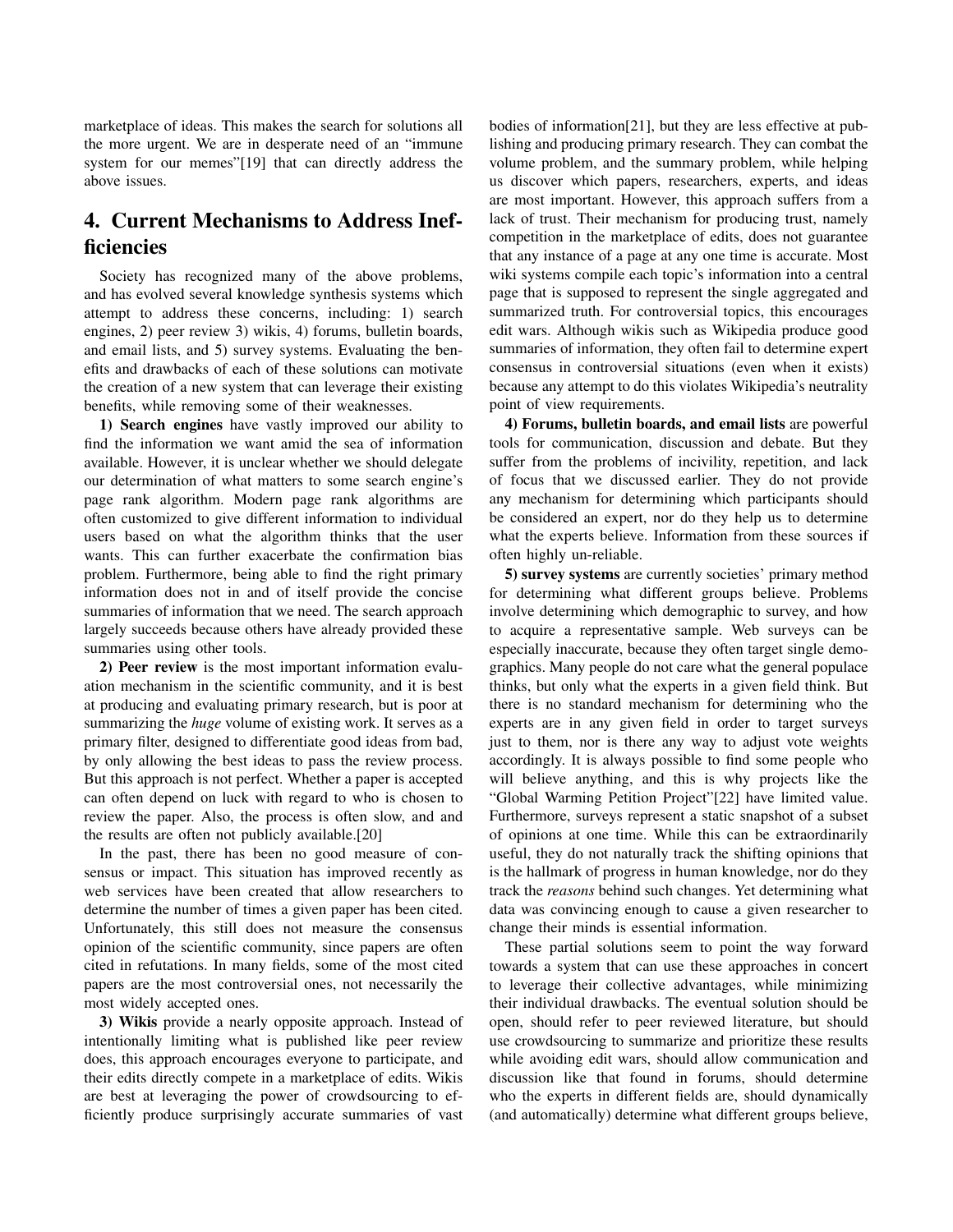marketplace of ideas. This makes the search for solutions all the more urgent. We are in desperate need of an "immune system for our memes"[19] that can directly address the above issues.

## 4. Current Mechanisms to Address Inefficiencies

Society has recognized many of the above problems, and has evolved several knowledge synthesis systems which attempt to address these concerns, including: 1) search engines, 2) peer review 3) wikis, 4) forums, bulletin boards, and email lists, and 5) survey systems. Evaluating the benefits and drawbacks of each of these solutions can motivate the creation of a new system that can leverage their existing benefits, while removing some of their weaknesses.

**1) Search engines** have vastly improved our ability to find the information we want amid the sea of information available. However, it is unclear whether we should delegate our determination of what matters to some search engine's page rank algorithm. Modern page rank algorithms are often customized to give different information to individual users based on what the algorithm thinks that the user wants. This can further exacerbate the confirmation bias problem. Furthermore, being able to find the right primary information does not in and of itself provide the concise summaries of information that we need. The search approach largely succeeds because others have already provided these summaries using other tools.

**2) Peer review** is the most important information evaluation mechanism in the scientific community, and it is best at producing and evaluating primary research, but is poor at summarizing the *huge* volume of existing work. It serves as a primary filter, designed to differentiate good ideas from bad, by only allowing the best ideas to pass the review process. But this approach is not perfect. Whether a paper is accepted can often depend on luck with regard to who is chosen to review the paper. Also, the process is often slow, and and the results are often not publicly available.[20]

In the past, there has been no good measure of consensus or impact. This situation has improved recently as web services have been created that allow researchers to determine the number of times a given paper has been cited. Unfortunately, this still does not measure the consensus opinion of the scientific community, since papers are often cited in refutations. In many fields, some of the most cited papers are the most controversial ones, not necessarily the most widely accepted ones.

**3) Wikis** provide a nearly opposite approach. Instead of intentionally limiting what is published like peer review does, this approach encourages everyone to participate, and their edits directly compete in a marketplace of edits. Wikis are best at leveraging the power of crowdsourcing to efficiently produce surprisingly accurate summaries of vast bodies of information[21], but they are less effective at publishing and producing primary research. They can combat the volume problem, and the summary problem, while helping us discover which papers, researchers, experts, and ideas are most important. However, this approach suffers from a lack of trust. Their mechanism for producing trust, namely competition in the marketplace of edits, does not guarantee that any instance of a page at any one time is accurate. Most wiki systems compile each topic's information into a central page that is supposed to represent the single aggregated and summarized truth. For controversial topics, this encourages edit wars. Although wikis such as Wikipedia produce good summaries of information, they often fail to determine expert consensus in controversial situations (even when it exists) because any attempt to do this violates Wikipedia's neutrality point of view requirements.

**4) Forums, bulletin boards, and email lists** are powerful tools for communication, discussion and debate. But they suffer from the problems of incivility, repetition, and lack of focus that we discussed earlier. They do not provide any mechanism for determining which participants should be considered an expert, nor do they help us to determine what the experts believe. Information from these sources if often highly un-reliable.

**5) survey systems** are currently societies' primary method for determining what different groups believe. Problems involve determining which demographic to survey, and how to acquire a representative sample. Web surveys can be especially inaccurate, because they often target single demographics. Many people do not care what the general populace thinks, but only what the experts in a given field think. But there is no standard mechanism for determining who the experts are in any given field in order to target surveys just to them, nor is there any way to adjust vote weights accordingly. It is always possible to find some people who will believe anything, and this is why projects like the "Global Warming Petition Project"[22] have limited value. Furthermore, surveys represent a static snapshot of a subset of opinions at one time. While this can be extraordinarily useful, they do not naturally track the shifting opinions that is the hallmark of progress in human knowledge, nor do they track the *reasons* behind such changes. Yet determining what data was convincing enough to cause a given researcher to change their minds is essential information.

These partial solutions seem to point the way forward towards a system that can use these approaches in concert to leverage their collective advantages, while minimizing their individual drawbacks. The eventual solution should be open, should refer to peer reviewed literature, but should use crowdsourcing to summarize and prioritize these results while avoiding edit wars, should allow communication and discussion like that found in forums, should determine who the experts in different fields are, should dynamically (and automatically) determine what different groups believe,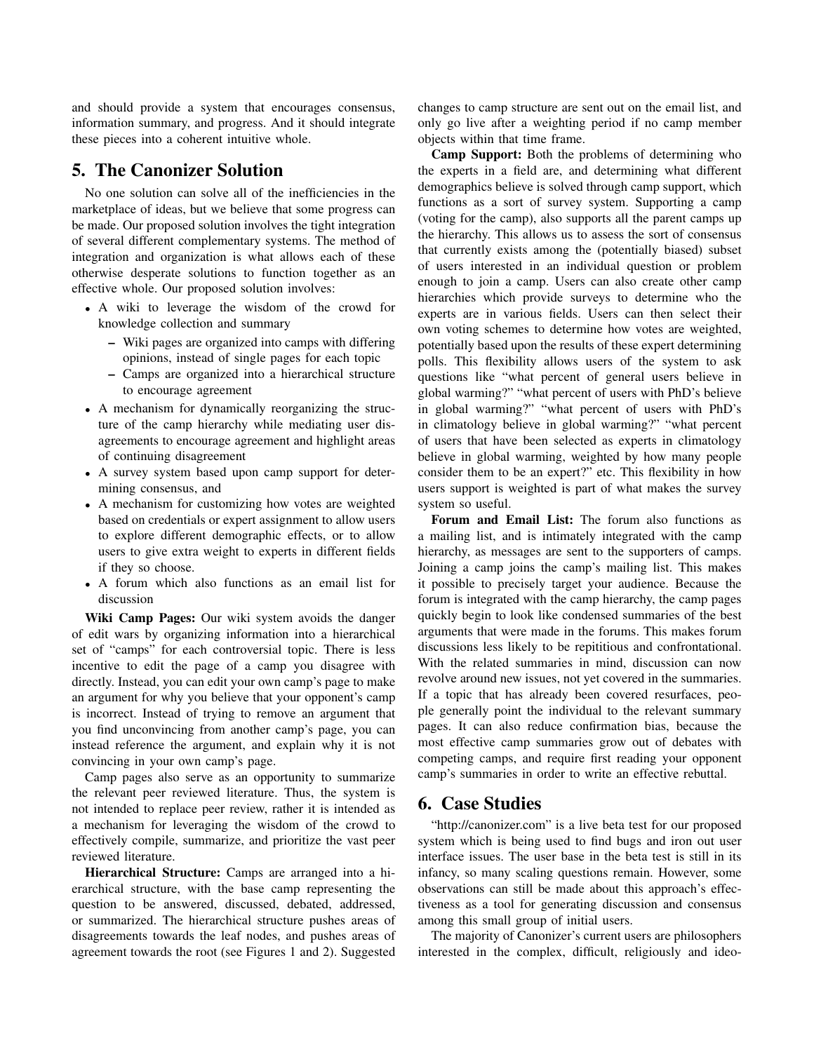and should provide a system that encourages consensus, information summary, and progress. And it should integrate these pieces into a coherent intuitive whole.

## 5. The Canonizer Solution

No one solution can solve all of the inefficiencies in the marketplace of ideas, but we believe that some progress can be made. Our proposed solution involves the tight integration of several different complementary systems. The method of integration and organization is what allows each of these otherwise desperate solutions to function together as an effective whole. Our proposed solution involves:

- A wiki to leverage the wisdom of the crowd for knowledge collection and summary
  - Wiki pages are organized into camps with differing opinions, instead of single pages for each topic
  - Camps are organized into a hierarchical structure to encourage agreement
- A mechanism for dynamically reorganizing the structure of the camp hierarchy while mediating user disagreements to encourage agreement and highlight areas of continuing disagreement
- A survey system based upon camp support for determining consensus, and
- A mechanism for customizing how votes are weighted based on credentials or expert assignment to allow users to explore different demographic effects, or to allow users to give extra weight to experts in different fields if they so choose.
- A forum which also functions as an email list for discussion

**Wiki Camp Pages:** Our wiki system avoids the danger of edit wars by organizing information into a hierarchical set of "camps" for each controversial topic. There is less incentive to edit the page of a camp you disagree with directly. Instead, you can edit your own camp's page to make an argument for why you believe that your opponent's camp is incorrect. Instead of trying to remove an argument that you find unconvincing from another camp's page, you can instead reference the argument, and explain why it is not convincing in your own camp's page.

Camp pages also serve as an opportunity to summarize the relevant peer reviewed literature. Thus, the system is not intended to replace peer review, rather it is intended as a mechanism for leveraging the wisdom of the crowd to effectively compile, summarize, and prioritize the vast peer reviewed literature.

**Hierarchical Structure:** Camps are arranged into a hierarchical structure, with the base camp representing the question to be answered, discussed, debated, addressed, or summarized. The hierarchical structure pushes areas of disagreements towards the leaf nodes, and pushes areas of agreement towards the root (see Figures 1 and 2). Suggested changes to camp structure are sent out on the email list, and only go live after a weighting period if no camp member objects within that time frame.

**Camp Support:** Both the problems of determining who the experts in a field are, and determining what different demographics believe is solved through camp support, which functions as a sort of survey system. Supporting a camp (voting for the camp), also supports all the parent camps up the hierarchy. This allows us to assess the sort of consensus that currently exists among the (potentially biased) subset of users interested in an individual question or problem enough to join a camp. Users can also create other camp hierarchies which provide surveys to determine who the experts are in various fields. Users can then select their own voting schemes to determine how votes are weighted, potentially based upon the results of these expert determining polls. This flexibility allows users of the system to ask questions like "what percent of general users believe in global warming?" "what percent of users with PhD's believe in global warming?" "what percent of users with PhD's in climatology believe in global warming?" "what percent of users that have been selected as experts in climatology believe in global warming, weighted by how many people consider them to be an expert?" etc. This flexibility in how users support is weighted is part of what makes the survey system so useful.

**Forum and Email List:** The forum also functions as a mailing list, and is intimately integrated with the camp hierarchy, as messages are sent to the supporters of camps. Joining a camp joins the camp's mailing list. This makes it possible to precisely target your audience. Because the forum is integrated with the camp hierarchy, the camp pages quickly begin to look like condensed summaries of the best arguments that were made in the forums. This makes forum discussions less likely to be repititious and confrontational. With the related summaries in mind, discussion can now revolve around new issues, not yet covered in the summaries. If a topic that has already been covered resurfaces, people generally point the individual to the relevant summary pages. It can also reduce confirmation bias, because the most effective camp summaries grow out of debates with competing camps, and require first reading your opponent camp's summaries in order to write an effective rebuttal.

## 6. Case Studies

"http://canonizer.com" is a live beta test for our proposed system which is being used to find bugs and iron out user interface issues. The user base in the beta test is still in its infancy, so many scaling questions remain. However, some observations can still be made about this approach's effectiveness as a tool for generating discussion and consensus among this small group of initial users.

The majority of Canonizer's current users are philosophers interested in the complex, difficult, religiously and ideo-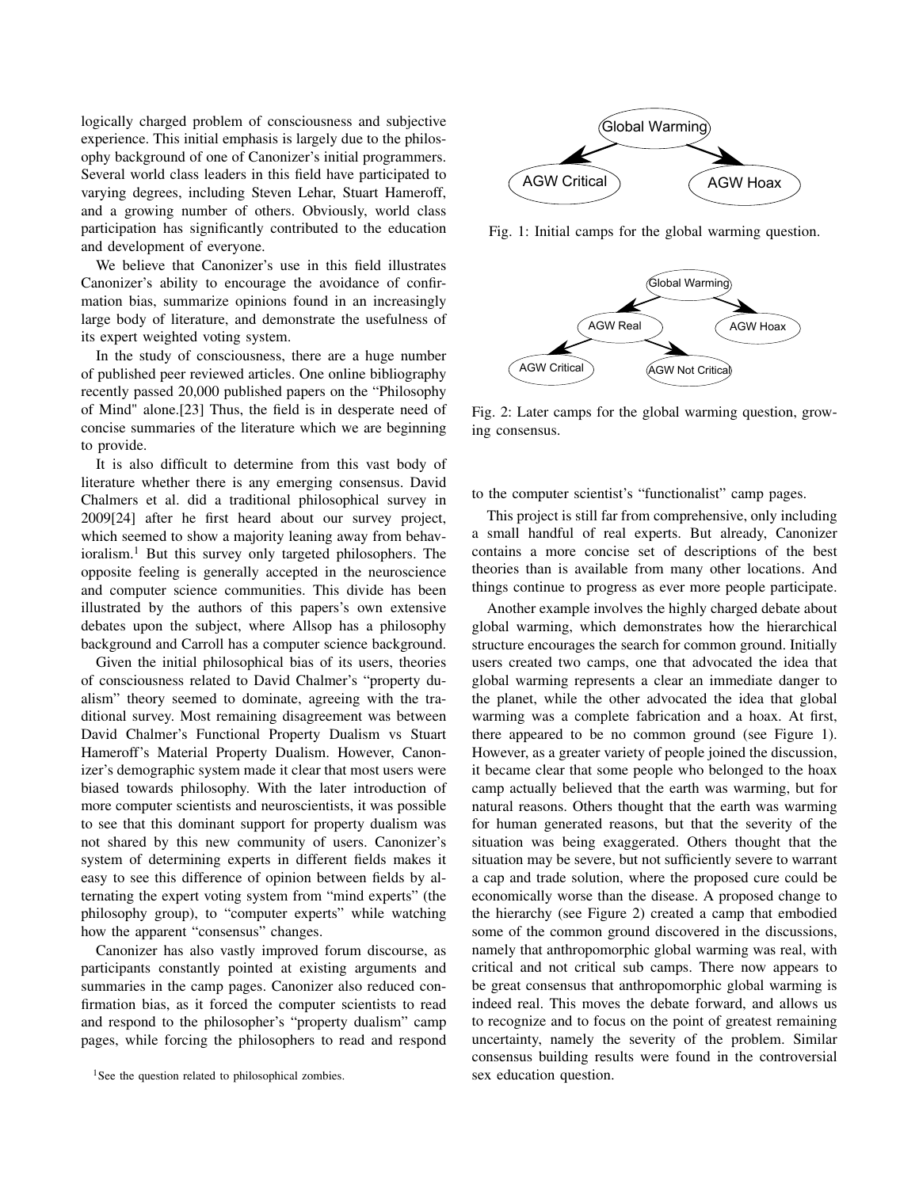logically charged problem of consciousness and subjective experience. This initial emphasis is largely due to the philosophy background of one of Canonizer's initial programmers. Several world class leaders in this field have participated to varying degrees, including Steven Lehar, Stuart Hameroff, and a growing number of others. Obviously, world class participation has significantly contributed to the education and development of everyone.

We believe that Canonizer's use in this field illustrates Canonizer's ability to encourage the avoidance of confirmation bias, summarize opinions found in an increasingly large body of literature, and demonstrate the usefulness of its expert weighted voting system.

In the study of consciousness, there are a huge number of published peer reviewed articles. One online bibliography recently passed 20,000 published papers on the "Philosophy of Mind" alone.[23] Thus, the field is in desperate need of concise summaries of the literature which we are beginning to provide.

It is also difficult to determine from this vast body of literature whether there is any emerging consensus. David Chalmers et al. did a traditional philosophical survey in 2009[24] after he first heard about our survey project, which seemed to show a majority leaning away from behavioralism.[1] But this survey only targeted philosophers. The opposite feeling is generally accepted in the neuroscience and computer science communities. This divide has been illustrated by the authors of this papers's own extensive debates upon the subject, where Allsop has a philosophy background and Carroll has a computer science background.

Given the initial philosophical bias of its users, theories of consciousness related to David Chalmer's "property dualism" theory seemed to dominate, agreeing with the traditional survey. Most remaining disagreement was between David Chalmer's Functional Property Dualism vs Stuart Hameroff's Material Property Dualism. However, Canonizer's demographic system made it clear that most users were biased towards philosophy. With the later introduction of more computer scientists and neuroscientists, it was possible to see that this dominant support for property dualism was not shared by this new community of users. Canonizer's system of determining experts in different fields makes it easy to see this difference of opinion between fields by alternating the expert voting system from "mind experts" (the philosophy group), to "computer experts" while watching how the apparent "consensus" changes.

Canonizer has also vastly improved forum discourse, as participants constantly pointed at existing arguments and summaries in the camp pages. Canonizer also reduced confirmation bias, as it forced the computer scientists to read and respond to the philosopher's "property dualism" camp pages, while forcing the philosophers to read and respond to the computer scientist's "functionalist" camp pages.

[1]See the question related to philosophical zombies.

Fig. 1: Initial camps for the global warming question.

Fig. 2: Later camps for the global warming question, growing consensus.

This project is still far from comprehensive, only including a small handful of real experts. But already, Canonizer contains a more concise set of descriptions of the best theories than is available from many other locations. And things continue to progress as ever more people participate.

Another example involves the highly charged debate about global warming, which demonstrates how the hierarchical structure encourages the search for common ground. Initially users created two camps, one that advocated the idea that global warming represents a clear an immediate danger to the planet, while the other advocated the idea that global warming was a complete fabrication and a hoax. At first, there appeared to be no common ground (see Figure 1). However, as a greater variety of people joined the discussion, it became clear that some people who belonged to the hoax camp actually believed that the earth was warming, but for natural reasons. Others thought that the earth was warming for human generated reasons, but that the severity of the situation was being exaggerated. Others thought that the situation may be severe, but not sufficiently severe to warrant a cap and trade solution, where the proposed cure could be economically worse than the disease. A proposed change to the hierarchy (see Figure 2) created a camp that embodied some of the common ground discovered in the discussions, namely that anthropomorphic global warming was real, with critical and not critical sub camps. There now appears to be great consensus that anthropomorphic global warming is indeed real. This moves the debate forward, and allows us to recognize and to focus on the point of greatest remaining uncertainty, namely the severity of the problem. Similar consensus building results were found in the controversial sex education question.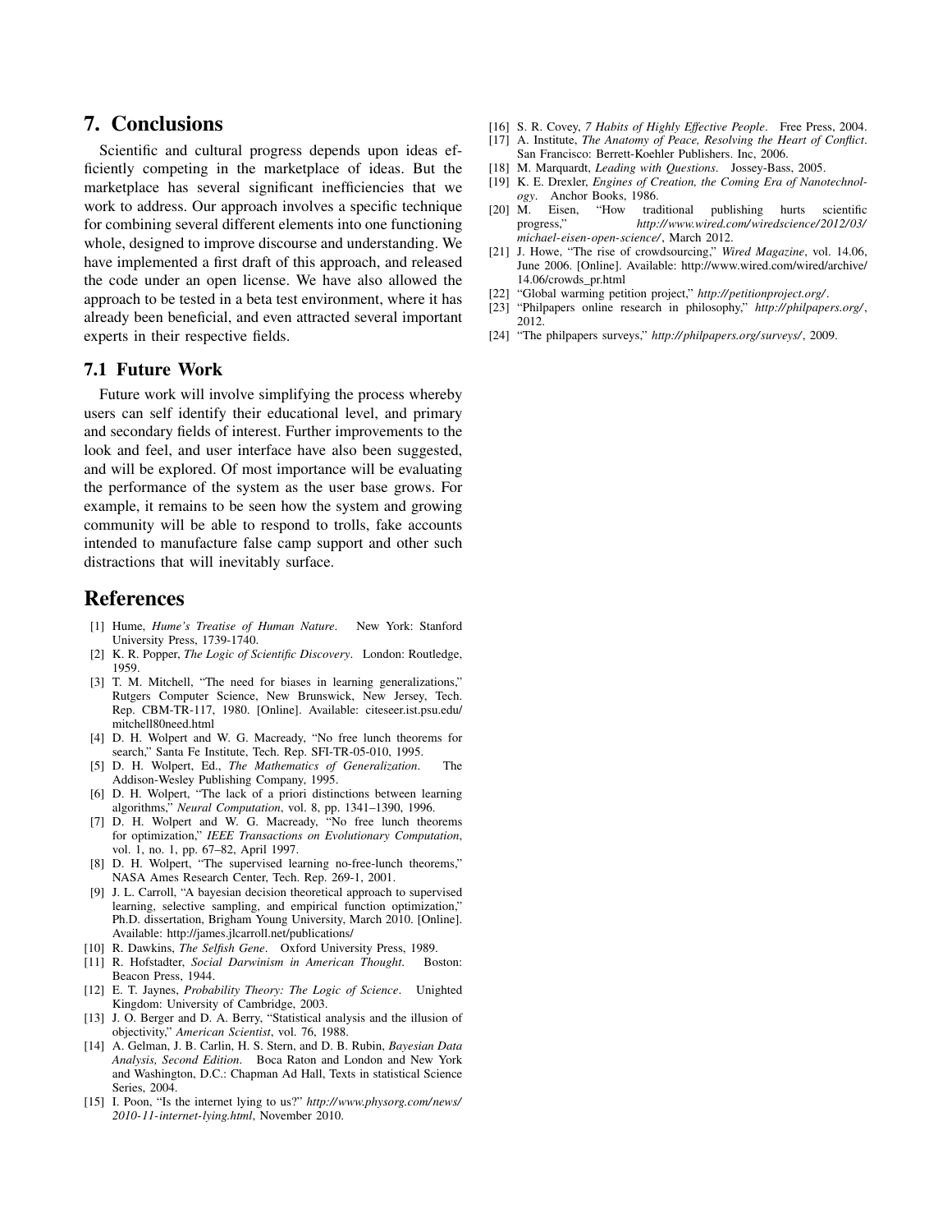## 7. Conclusions

Scientific and cultural progress depends upon ideas efficiently competing in the marketplace of ideas. But the marketplace has several significant inefficiencies that we work to address. Our approach involves a specific technique for combining several different elements into one functioning whole, designed to improve discourse and understanding. We have implemented a first draft of this approach, and released the code under an open license. We have also allowed the approach to be tested in a beta test environment, where it has already been beneficial, and even attracted several important experts in their respective fields.

### 7.1 Future Work

Future work will involve simplifying the process whereby users can self identify their educational level, and primary and secondary fields of interest. Further improvements to the look and feel, and user interface have also been suggested, and will be explored. Of most importance will be evaluating the performance of the system as the user base grows. For example, it remains to be seen how the system and growing community will be able to respond to trolls, fake accounts intended to manufacture false camp support and other such distractions that will inevitably surface.

## References

[1] Hume, *Hume's Treatise of Human Nature*. New York: Stanford University Press, 1739-1740.

[2] K. R. Popper, *The Logic of Scientific Discovery*. London: Routledge, 1959.

[3] T. M. Mitchell, "The need for biases in learning generalizations," Rutgers Computer Science, New Brunswick, New Jersey, Tech. Rep. CBM-TR-117, 1980. [Online]. Available: citeseer.ist.psu.edu/mitchell80need.html

[4] D. H. Wolpert and W. G. Macready, "No free lunch theorems for search," Santa Fe Institute, Tech. Rep. SFI-TR-05-010, 1995.

[5] D. H. Wolpert, Ed., *The Mathematics of Generalization*. The Addison-Wesley Publishing Company, 1995.

[6] D. H. Wolpert, "The lack of a priori distinctions between learning algorithms," *Neural Computation*, vol. 8, pp. 1341–1390, 1996.

[7] D. H. Wolpert and W. G. Macready, "No free lunch theorems for optimization," *IEEE Transactions on Evolutionary Computation*, vol. 1, no. 1, pp. 67–82, April 1997.

[8] D. H. Wolpert, "The supervised learning no-free-lunch theorems," NASA Ames Research Center, Tech. Rep. 269-1, 2001.

[9] J. L. Carroll, "A bayesian decision theoretical approach to supervised learning, selective sampling, and empirical function optimization," Ph.D. dissertation, Brigham Young University, March 2010. [Online]. Available: http://james.jlcarroll.net/publications/

[10] R. Dawkins, *The Selfish Gene*. Oxford University Press, 1989.

[11] R. Hofstadter, *Social Darwinism in American Thought*. Boston: Beacon Press, 1944.

[12] E. T. Jaynes, *Probability Theory: The Logic of Science*. Unighted Kingdom: University of Cambridge, 2003.

[13] J. O. Berger and D. A. Berry, "Statistical analysis and the illusion of objectivity," *American Scientist*, vol. 76, 1988.

[14] A. Gelman, J. B. Carlin, H. S. Stern, and D. B. Rubin, *Bayesian Data Analysis, Second Edition*. Boca Raton and London and New York and Washington, D.C.: Chapman Ad Hall, Texts in statistical Science Series, 2004.

[15] I. Poon, "Is the internet lying to us?" *http://www.physorg.com/news/2010-11-internet-lying.html*, November 2010.

[16] S. R. Covey, *7 Habits of Highly Effective People*. Free Press, 2004.

[17] A. Institute, *The Anatomy of Peace, Resolving the Heart of Conflict*. San Francisco: Berrett-Koehler Publishers. Inc, 2006.

[18] M. Marquardt, *Leading with Questions*. Jossey-Bass, 2005.

[19] K. E. Drexler, *Engines of Creation, the Coming Era of Nanotechnology*. Anchor Books, 1986.

[20] M. Eisen, "How traditional publishing hurts scientific progress," *http://www.wired.com/wiredscience/2012/03/michael-eisen-open-science/*, March 2012.

[21] J. Howe, "The rise of crowdsourcing," *Wired Magazine*, vol. 14.06, June 2006. [Online]. Available: http://www.wired.com/wired/archive/14.06/crowds_pr.html

[22] "Global warming petition project," *http://petitionproject.org/*.

[23] "Philpapers online research in philosophy," *http://philpapers.org/*, 2012.

[24] "The philpapers surveys," *http://philpapers.org/surveys/*, 2009.